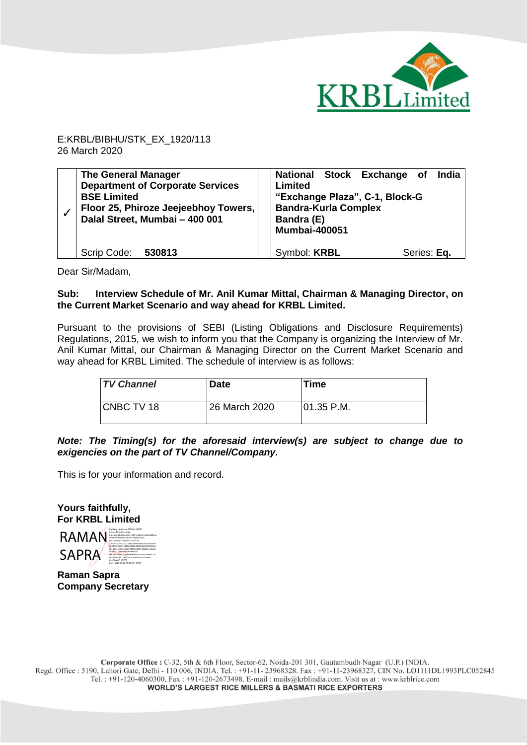E:KRBL/BIBHU/STK_EX_1920/113
26 March 2020

| ✓ | **The General Manager**<br>**Department of Corporate Services**<br>**BSE Limited**<br>**Floor 25, Phiroze Jeejeebhoy Towers, Dalal Street, Mumbai – 400 001**<br><br>Scrip Code: **530813** | | **National Stock Exchange of India Limited**<br>**"Exchange Plaza", C-1, Block-G**<br>**Bandra-Kurla Complex**<br>**Bandra (E)**<br>**Mumbai-400051**<br><br>Symbol: **KRBL** Series: **Eq.** |
|---|---|---|---|

Dear Sir/Madam,

**Sub: Interview Schedule of Mr. Anil Kumar Mittal, Chairman & Managing Director, on the Current Market Scenario and way ahead for KRBL Limited.**

Pursuant to the provisions of SEBI (Listing Obligations and Disclosure Requirements) Regulations, 2015, we wish to inform you that the Company is organizing the Interview of Mr. Anil Kumar Mittal, our Chairman & Managing Director on the Current Market Scenario and way ahead for KRBL Limited. The schedule of interview is as follows:

| *TV Channel* | **Date** | **Time** |
|---|---|---|
| CNBC TV 18 | 26 March 2020 | 01.35 P.M. |

***Note: The Timing(s) for the aforesaid interview(s) are subject to change due to exigencies on the part of TV Channel/Company.***

This is for your information and record.

**Yours faithfully,**
**For KRBL Limited**

RAMAN SAPRA

**Raman Sapra**
**Company Secretary**

**Corporate Office :** C-32, 5th & 6th Floor, Sector-62, Noida-201 301, Gautambudh Nagar (U.P.) INDIA.
Regd. Office : 5190, Lahori Gate, Delhi - 110 006, INDIA. Tel. : +91-11- 23968328. Fax : +91-11-23968327, CIN No. LO1111DL1993PLC052845
Tel. : +91-120-4060300, Fax : +91-120-2673498. E-mail : mails@krblindia.com. Visit us at : www.krblrice.com
**WORLD'S LARGEST RICE MILLERS & BASMATI RICE EXPORTERS**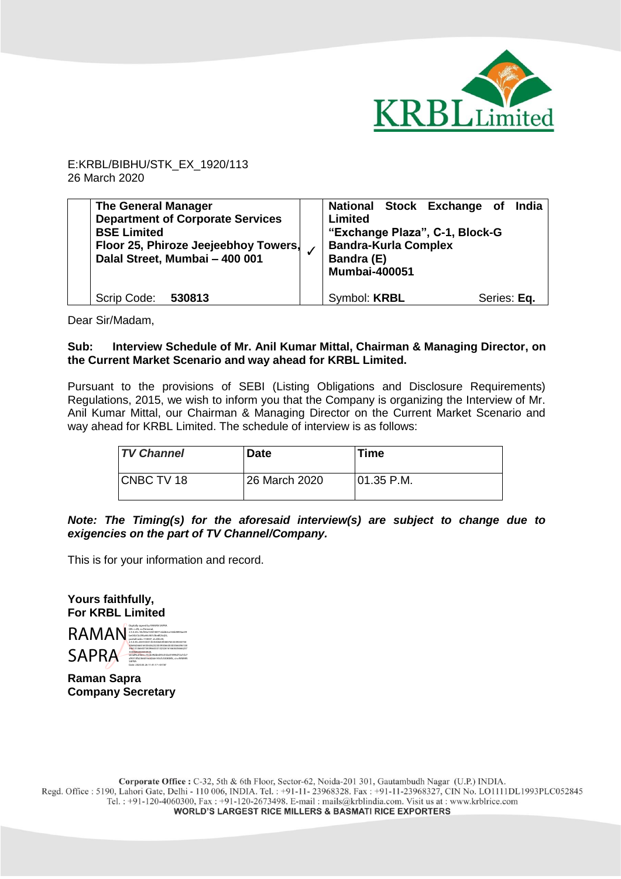KRBL Limited

E:KRBL/BIBHU/STK_EX_1920/113
26 March 2020

| | | | |
|---|---|---|---|
| | **The General Manager**<br>**Department of Corporate Services**<br>**BSE Limited**<br>**Floor 25, Phiroze Jeejeebhoy Towers, Dalal Street, Mumbai – 400 001** | ✓ | **National Stock Exchange of India Limited**<br>**"Exchange Plaza", C-1, Block-G**<br>**Bandra-Kurla Complex**<br>**Bandra (E)**<br>**Mumbai-400051** |
| | Scrip Code: **530813** | | Symbol: **KRBL** Series: **Eq.** |

Dear Sir/Madam,

**Sub: Interview Schedule of Mr. Anil Kumar Mittal, Chairman & Managing Director, on the Current Market Scenario and way ahead for KRBL Limited.**

Pursuant to the provisions of SEBI (Listing Obligations and Disclosure Requirements) Regulations, 2015, we wish to inform you that the Company is organizing the Interview of Mr. Anil Kumar Mittal, our Chairman & Managing Director on the Current Market Scenario and way ahead for KRBL Limited. The schedule of interview is as follows:

| *TV Channel* | **Date** | **Time** |
|---|---|---|
| CNBC TV 18 | 26 March 2020 | 01.35 P.M. |

***Note: The Timing(s) for the aforesaid interview(s) are subject to change due to exigencies on the part of TV Channel/Company.***

This is for your information and record.

**Yours faithfully,**
**For KRBL Limited**

RAMAN SAPRA

**Raman Sapra**
**Company Secretary**

**Corporate Office :** C-32, 5th & 6th Floor, Sector-62, Noida-201 301, Gautambudh Nagar (U.P.) INDIA.
Regd. Office : 5190, Lahori Gate, Delhi - 110 006, INDIA. Tel. : +91-11- 23968328. Fax : +91-11-23968327, CIN No. LO1111DL1993PLC052845
Tel. : +91-120-4060300, Fax : +91-120-2673498. E-mail : mails@krblindia.com. Visit us at : www.krblrice.com
**WORLD'S LARGEST RICE MILLERS & BASMATI RICE EXPORTERS**